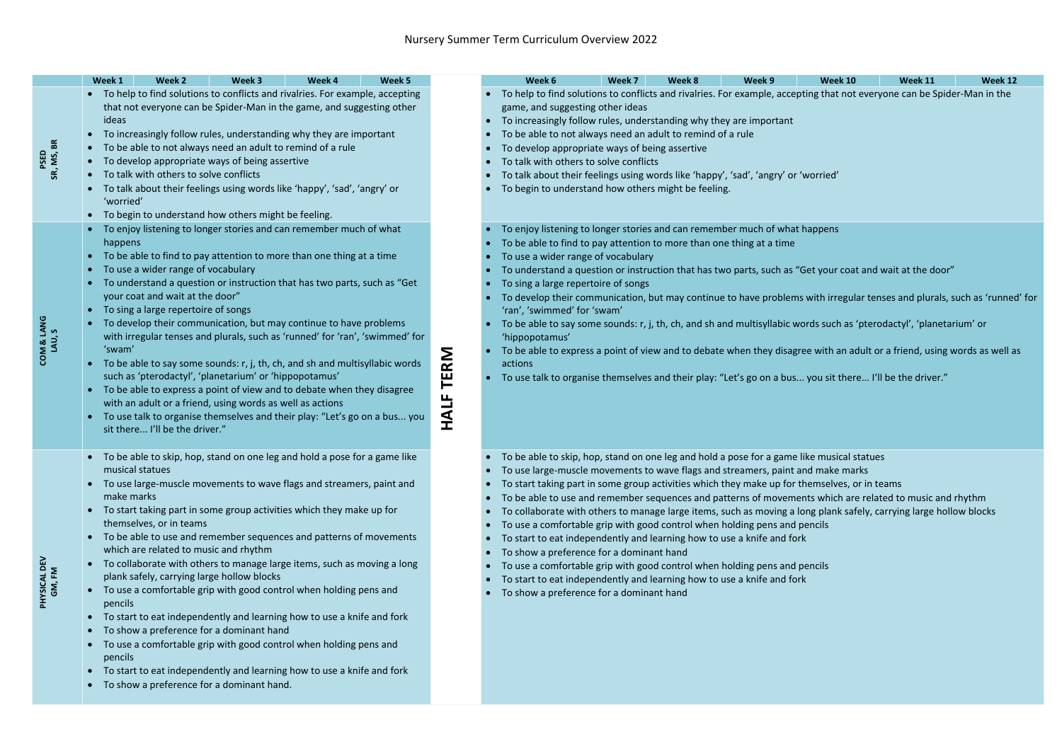# Nursery Summer Term Curriculum Overview 2022

| | Week 1 – Week 5 | HALF TERM | Week 6 – Week 12 |
|---|---|---|---|
| **PSED** SR, MS, BR | • To help to find solutions to conflicts and rivalries. For example, accepting that not everyone can be Spider-Man in the game, and suggesting other ideas<br>• To increasingly follow rules, understanding why they are important<br>• To be able to not always need an adult to remind of a rule<br>• To develop appropriate ways of being assertive<br>• To talk with others to solve conflicts<br>• To talk about their feelings using words like 'happy', 'sad', 'angry' or 'worried'<br>• To begin to understand how others might be feeling. | | • To help to find solutions to conflicts and rivalries. For example, accepting that not everyone can be Spider-Man in the game, and suggesting other ideas<br>• To increasingly follow rules, understanding why they are important<br>• To be able to not always need an adult to remind of a rule<br>• To develop appropriate ways of being assertive<br>• To talk with others to solve conflicts<br>• To talk about their feelings using words like 'happy', 'sad', 'angry' or 'worried'<br>• To begin to understand how others might be feeling. |
| **COM & LANG** LAU, S | • To enjoy listening to longer stories and can remember much of what happens<br>• To be able to find to pay attention to more than one thing at a time<br>• To use a wider range of vocabulary<br>• To understand a question or instruction that has two parts, such as "Get your coat and wait at the door"<br>• To sing a large repertoire of songs<br>• To develop their communication, but may continue to have problems with irregular tenses and plurals, such as 'runned' for 'ran', 'swimmed' for 'swam'<br>• To be able to say some sounds: r, j, th, ch, and sh and multisyllabic words such as 'pterodactyl', 'planetarium' or 'hippopotamus'<br>• To be able to express a point of view and to debate when they disagree with an adult or a friend, using words as well as actions<br>• To use talk to organise themselves and their play: "Let's go on a bus... you sit there... I'll be the driver." | | • To enjoy listening to longer stories and can remember much of what happens<br>• To be able to find to pay attention to more than one thing at a time<br>• To use a wider range of vocabulary<br>• To understand a question or instruction that has two parts, such as "Get your coat and wait at the door"<br>• To sing a large repertoire of songs<br>• To develop their communication, but may continue to have problems with irregular tenses and plurals, such as 'runned' for 'ran', 'swimmed' for 'swam'<br>• To be able to say some sounds: r, j, th, ch, and sh and multisyllabic words such as 'pterodactyl', 'planetarium' or 'hippopotamus'<br>• To be able to express a point of view and to debate when they disagree with an adult or a friend, using words as well as actions<br>• To use talk to organise themselves and their play: "Let's go on a bus... you sit there... I'll be the driver." |
| **PHYSICAL DEV** GM, FM | • To be able to skip, hop, stand on one leg and hold a pose for a game like musical statues<br>• To use large-muscle movements to wave flags and streamers, paint and make marks<br>• To start taking part in some group activities which they make up for themselves, or in teams<br>• To be able to use and remember sequences and patterns of movements which are related to music and rhythm<br>• To collaborate with others to manage large items, such as moving a long plank safely, carrying large hollow blocks<br>• To use a comfortable grip with good control when holding pens and pencils<br>• To start to eat independently and learning how to use a knife and fork<br>• To show a preference for a dominant hand<br>• To use a comfortable grip with good control when holding pens and pencils<br>• To start to eat independently and learning how to use a knife and fork<br>• To show a preference for a dominant hand. | | • To be able to skip, hop, stand on one leg and hold a pose for a game like musical statues<br>• To use large-muscle movements to wave flags and streamers, paint and make marks<br>• To start taking part in some group activities which they make up for themselves, or in teams<br>• To be able to use and remember sequences and patterns of movements which are related to music and rhythm<br>• To collaborate with others to manage large items, such as moving a long plank safely, carrying large hollow blocks<br>• To use a comfortable grip with good control when holding pens and pencils<br>• To start to eat independently and learning how to use a knife and fork<br>• To show a preference for a dominant hand<br>• To use a comfortable grip with good control when holding pens and pencils<br>• To start to eat independently and learning how to use a knife and fork<br>• To show a preference for a dominant hand |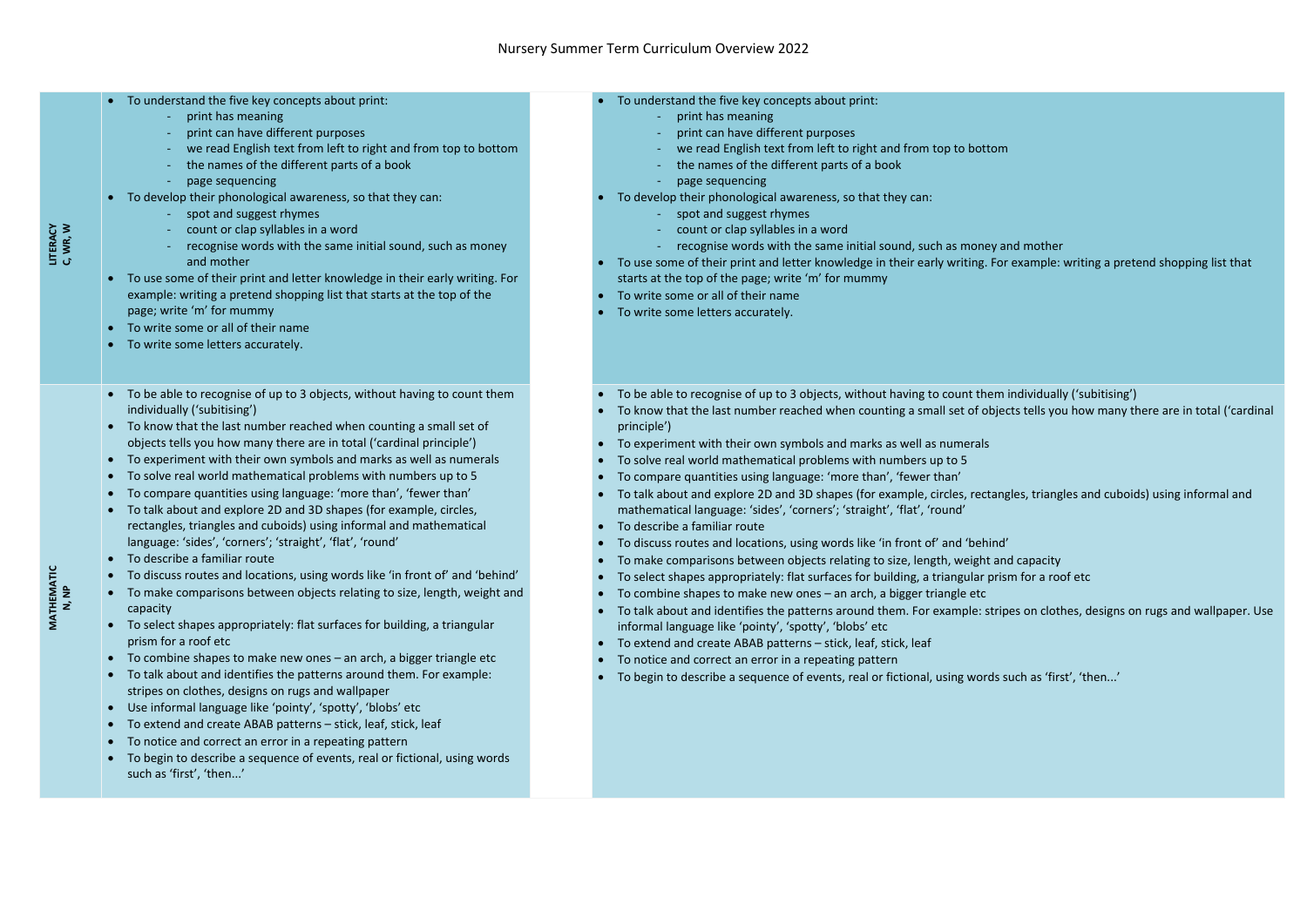Nursery Summer Term Curriculum Overview 2022

| | | | |
|---|---|---|---|
| **LITERACY C, WR, W** | <ul><li>To understand the five key concepts about print:<br>- print has meaning<br>- print can have different purposes<br>- we read English text from left to right and from top to bottom<br>- the names of the different parts of a book<br>- page sequencing</li><li>To develop their phonological awareness, so that they can:<br>- spot and suggest rhymes<br>- count or clap syllables in a word<br>- recognise words with the same initial sound, such as money and mother</li><li>To use some of their print and letter knowledge in their early writing. For example: writing a pretend shopping list that starts at the top of the page; write 'm' for mummy</li><li>To write some or all of their name</li><li>To write some letters accurately.</li></ul> | | <ul><li>To understand the five key concepts about print:<br>- print has meaning<br>- print can have different purposes<br>- we read English text from left to right and from top to bottom<br>- the names of the different parts of a book<br>- page sequencing</li><li>To develop their phonological awareness, so that they can:<br>- spot and suggest rhymes<br>- count or clap syllables in a word<br>- recognise words with the same initial sound, such as money and mother</li><li>To use some of their print and letter knowledge in their early writing. For example: writing a pretend shopping list that starts at the top of the page; write 'm' for mummy</li><li>To write some or all of their name</li><li>To write some letters accurately.</li></ul> |
| **MATHEMATIC N, NP** | <ul><li>To be able to recognise of up to 3 objects, without having to count them individually ('subitising')</li><li>To know that the last number reached when counting a small set of objects tells you how many there are in total ('cardinal principle')</li><li>To experiment with their own symbols and marks as well as numerals</li><li>To solve real world mathematical problems with numbers up to 5</li><li>To compare quantities using language: 'more than', 'fewer than'</li><li>To talk about and explore 2D and 3D shapes (for example, circles, rectangles, triangles and cuboids) using informal and mathematical language: 'sides', 'corners'; 'straight', 'flat', 'round'</li><li>To describe a familiar route</li><li>To discuss routes and locations, using words like 'in front of' and 'behind'</li><li>To make comparisons between objects relating to size, length, weight and capacity</li><li>To select shapes appropriately: flat surfaces for building, a triangular prism for a roof etc</li><li>To combine shapes to make new ones – an arch, a bigger triangle etc</li><li>To talk about and identifies the patterns around them. For example: stripes on clothes, designs on rugs and wallpaper</li><li>Use informal language like 'pointy', 'spotty', 'blobs' etc</li><li>To extend and create ABAB patterns – stick, leaf, stick, leaf</li><li>To notice and correct an error in a repeating pattern</li><li>To begin to describe a sequence of events, real or fictional, using words such as 'first', 'then...'</li></ul> | | <ul><li>To be able to recognise of up to 3 objects, without having to count them individually ('subitising')</li><li>To know that the last number reached when counting a small set of objects tells you how many there are in total ('cardinal principle')</li><li>To experiment with their own symbols and marks as well as numerals</li><li>To solve real world mathematical problems with numbers up to 5</li><li>To compare quantities using language: 'more than', 'fewer than'</li><li>To talk about and explore 2D and 3D shapes (for example, circles, rectangles, triangles and cuboids) using informal and mathematical language: 'sides', 'corners'; 'straight', 'flat', 'round'</li><li>To describe a familiar route</li><li>To discuss routes and locations, using words like 'in front of' and 'behind'</li><li>To make comparisons between objects relating to size, length, weight and capacity</li><li>To select shapes appropriately: flat surfaces for building, a triangular prism for a roof etc</li><li>To combine shapes to make new ones – an arch, a bigger triangle etc</li><li>To talk about and identifies the patterns around them. For example: stripes on clothes, designs on rugs and wallpaper. Use informal language like 'pointy', 'spotty', 'blobs' etc</li><li>To extend and create ABAB patterns – stick, leaf, stick, leaf</li><li>To notice and correct an error in a repeating pattern</li><li>To begin to describe a sequence of events, real or fictional, using words such as 'first', 'then...'</li></ul> |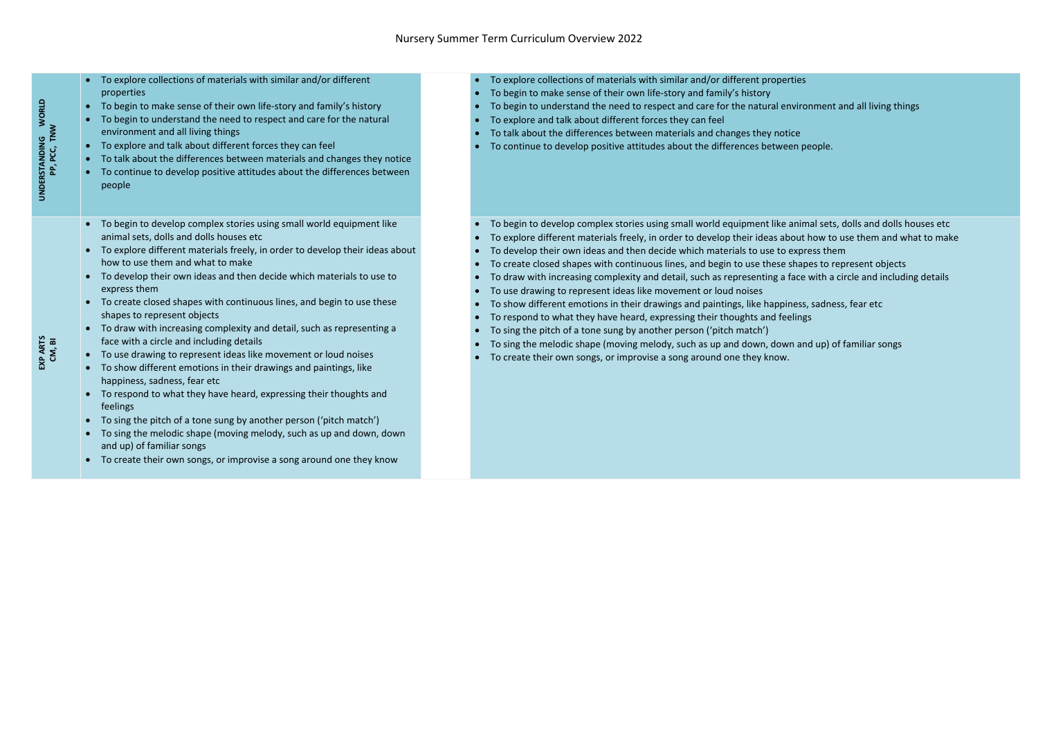Nursery Summer Term Curriculum Overview 2022

| | | | |
|---|---|---|---|
| UNDERSTANDING WORLD PP, PCC, TNW | • To explore collections of materials with similar and/or different properties<br>• To begin to make sense of their own life-story and family's history<br>• To begin to understand the need to respect and care for the natural environment and all living things<br>• To explore and talk about different forces they can feel<br>• To talk about the differences between materials and changes they notice<br>• To continue to develop positive attitudes about the differences between people | | • To explore collections of materials with similar and/or different properties<br>• To begin to make sense of their own life-story and family's history<br>• To begin to understand the need to respect and care for the natural environment and all living things<br>• To explore and talk about different forces they can feel<br>• To talk about the differences between materials and changes they notice<br>• To continue to develop positive attitudes about the differences between people. |
| EXP ARTS CM, BI | • To begin to develop complex stories using small world equipment like animal sets, dolls and dolls houses etc<br>• To explore different materials freely, in order to develop their ideas about how to use them and what to make<br>• To develop their own ideas and then decide which materials to use to express them<br>• To create closed shapes with continuous lines, and begin to use these shapes to represent objects<br>• To draw with increasing complexity and detail, such as representing a face with a circle and including details<br>• To use drawing to represent ideas like movement or loud noises<br>• To show different emotions in their drawings and paintings, like happiness, sadness, fear etc<br>• To respond to what they have heard, expressing their thoughts and feelings<br>• To sing the pitch of a tone sung by another person ('pitch match')<br>• To sing the melodic shape (moving melody, such as up and down, down and up) of familiar songs<br>• To create their own songs, or improvise a song around one they know | | • To begin to develop complex stories using small world equipment like animal sets, dolls and dolls houses etc<br>• To explore different materials freely, in order to develop their ideas about how to use them and what to make<br>• To develop their own ideas and then decide which materials to use to express them<br>• To create closed shapes with continuous lines, and begin to use these shapes to represent objects<br>• To draw with increasing complexity and detail, such as representing a face with a circle and including details<br>• To use drawing to represent ideas like movement or loud noises<br>• To show different emotions in their drawings and paintings, like happiness, sadness, fear etc<br>• To respond to what they have heard, expressing their thoughts and feelings<br>• To sing the pitch of a tone sung by another person ('pitch match')<br>• To sing the melodic shape (moving melody, such as up and down, down and up) of familiar songs<br>• To create their own songs, or improvise a song around one they know. |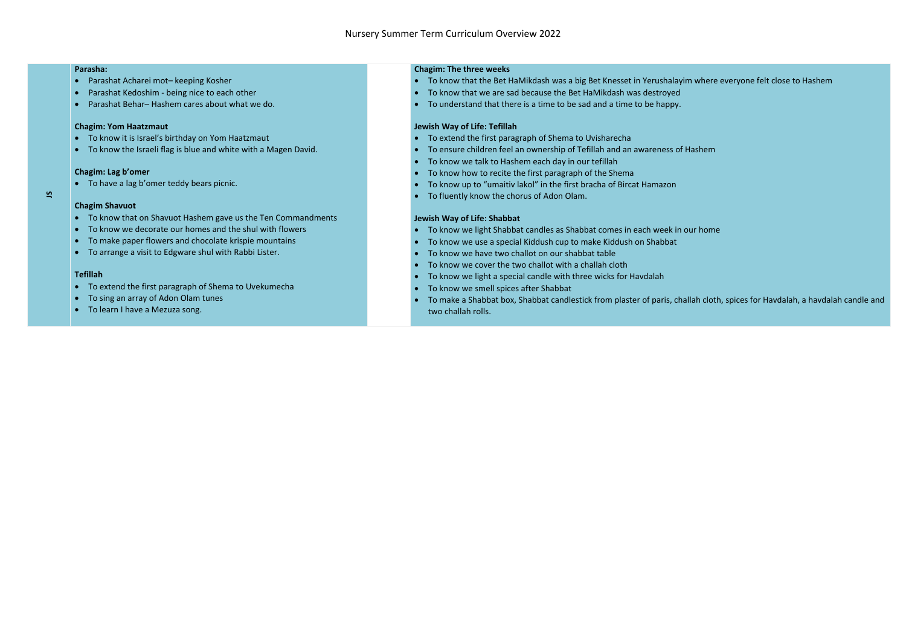# Nursery Summer Term Curriculum Overview 2022

**JS**

**Parasha:**

- Parashat Acharei mot– keeping Kosher
- Parashat Kedoshim - being nice to each other
- Parashat Behar– Hashem cares about what we do.

**Chagim: Yom Haatzmaut**

- To know it is Israel's birthday on Yom Haatzmaut
- To know the Israeli flag is blue and white with a Magen David.

**Chagim: Lag b'omer**

- To have a lag b'omer teddy bears picnic.

**Chagim Shavuot**

- To know that on Shavuot Hashem gave us the Ten Commandments
- To know we decorate our homes and the shul with flowers
- To make paper flowers and chocolate krispie mountains
- To arrange a visit to Edgware shul with Rabbi Lister.

**Tefillah**

- To extend the first paragraph of Shema to Uvekumecha
- To sing an array of Adon Olam tunes
- To learn I have a Mezuza song.

**Chagim: The three weeks**

- To know that the Bet HaMikdash was a big Bet Knesset in Yerushalayim where everyone felt close to Hashem
- To know that we are sad because the Bet HaMikdash was destroyed
- To understand that there is a time to be sad and a time to be happy.

**Jewish Way of Life: Tefillah**

- To extend the first paragraph of Shema to Uvisharecha
- To ensure children feel an ownership of Tefillah and an awareness of Hashem
- To know we talk to Hashem each day in our tefillah
- To know how to recite the first paragraph of the Shema
- To know up to "umaitiv lakol" in the first bracha of Bircat Hamazon
- To fluently know the chorus of Adon Olam.

**Jewish Way of Life: Shabbat**

- To know we light Shabbat candles as Shabbat comes in each week in our home
- To know we use a special Kiddush cup to make Kiddush on Shabbat
- To know we have two challot on our shabbat table
- To know we cover the two challot with a challah cloth
- To know we light a special candle with three wicks for Havdalah
- To know we smell spices after Shabbat
- To make a Shabbat box, Shabbat candlestick from plaster of paris, challah cloth, spices for Havdalah, a havdalah candle and two challah rolls.